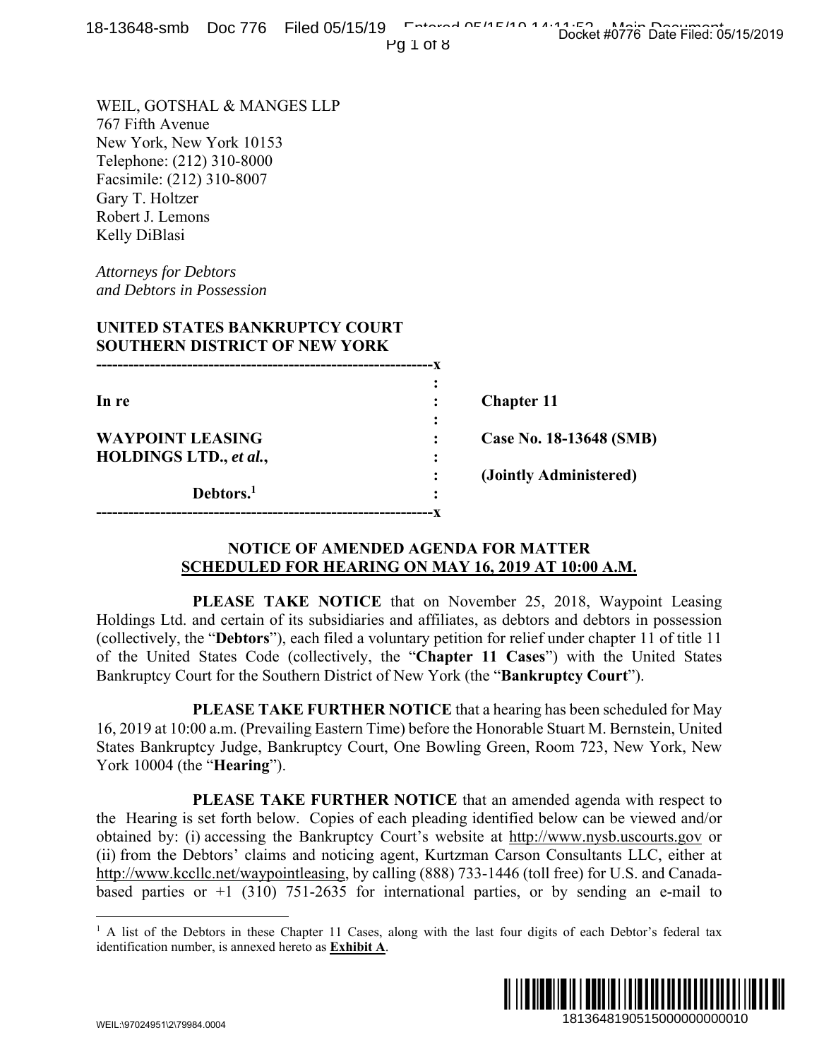WEIL, GOTSHAL & MANGES LLP
767 Fifth Avenue
New York, New York 10153
Telephone: (212) 310-8000
Facsimile: (212) 310-8007
Gary T. Holtzer
Robert J. Lemons
Kelly DiBlasi

*Attorneys for Debtors*
*and Debtors in Possession*

**UNITED STATES BANKRUPTCY COURT**
**SOUTHERN DISTRICT OF NEW YORK**

| | | |
|---|---|---|
| **In re** | : | **Chapter 11** |
| **WAYPOINT LEASING HOLDINGS LTD., *et al.*,** | : | **Case No. 18-13648 (SMB)** |
| | : | **(Jointly Administered)** |
| **Debtors.**[1] | : | |

## NOTICE OF AMENDED AGENDA FOR MATTER SCHEDULED FOR HEARING ON MAY 16, 2019 AT 10:00 A.M.

**PLEASE TAKE NOTICE** that on November 25, 2018, Waypoint Leasing Holdings Ltd. and certain of its subsidiaries and affiliates, as debtors and debtors in possession (collectively, the "**Debtors**"), each filed a voluntary petition for relief under chapter 11 of title 11 of the United States Code (collectively, the "**Chapter 11 Cases**") with the United States Bankruptcy Court for the Southern District of New York (the "**Bankruptcy Court**").

**PLEASE TAKE FURTHER NOTICE** that a hearing has been scheduled for May 16, 2019 at 10:00 a.m. (Prevailing Eastern Time) before the Honorable Stuart M. Bernstein, United States Bankruptcy Judge, Bankruptcy Court, One Bowling Green, Room 723, New York, New York 10004 (the "**Hearing**").

**PLEASE TAKE FURTHER NOTICE** that an amended agenda with respect to the Hearing is set forth below. Copies of each pleading identified below can be viewed and/or obtained by: (i) accessing the Bankruptcy Court's website at http://www.nysb.uscourts.gov or (ii) from the Debtors' claims and noticing agent, Kurtzman Carson Consultants LLC, either at http://www.kccllc.net/waypointleasing, by calling (888) 733-1446 (toll free) for U.S. and Canada-based parties or +1 (310) 751-2635 for international parties, or by sending an e-mail to

---

[1] A list of the Debtors in these Chapter 11 Cases, along with the last four digits of each Debtor's federal tax identification number, is annexed hereto as **Exhibit A**.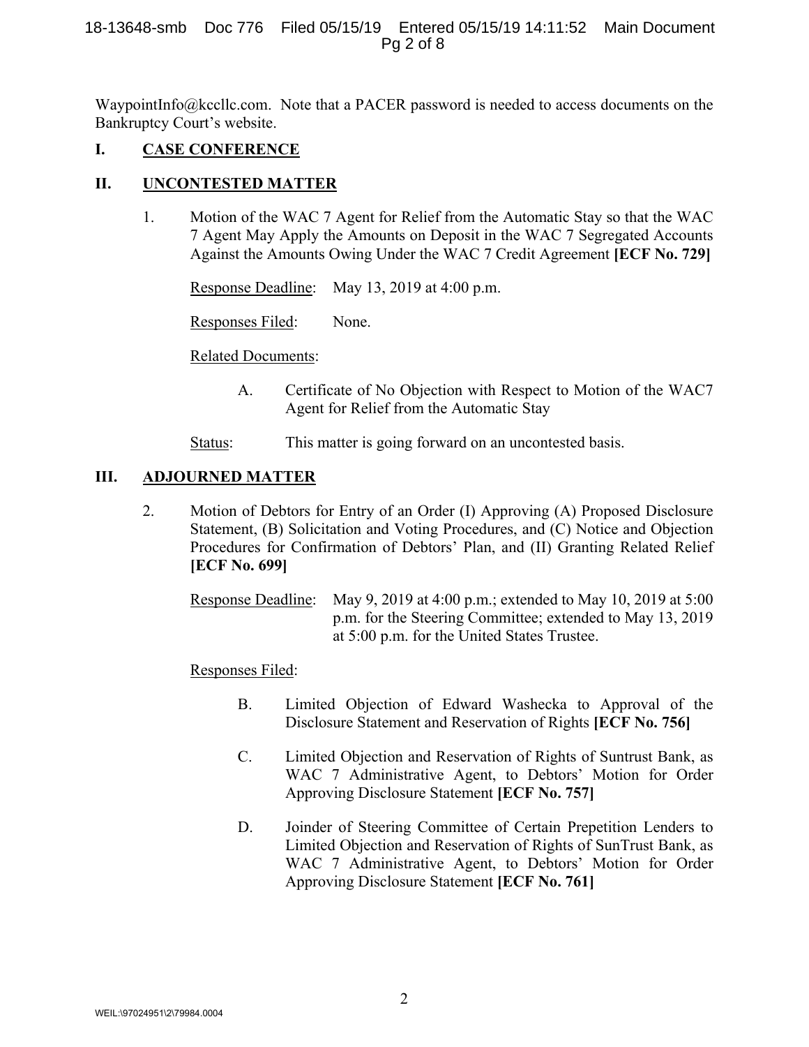WaypointInfo@kccllc.com. Note that a PACER password is needed to access documents on the Bankruptcy Court's website.

## I. CASE CONFERENCE

## II. UNCONTESTED MATTER

1. Motion of the WAC 7 Agent for Relief from the Automatic Stay so that the WAC 7 Agent May Apply the Amounts on Deposit in the WAC 7 Segregated Accounts Against the Amounts Owing Under the WAC 7 Credit Agreement **[ECF No. 729]**

   Response Deadline: May 13, 2019 at 4:00 p.m.

   Responses Filed: None.

   Related Documents:

   A. Certificate of No Objection with Respect to Motion of the WAC7 Agent for Relief from the Automatic Stay

   Status: This matter is going forward on an uncontested basis.

## III. ADJOURNED MATTER

2. Motion of Debtors for Entry of an Order (I) Approving (A) Proposed Disclosure Statement, (B) Solicitation and Voting Procedures, and (C) Notice and Objection Procedures for Confirmation of Debtors' Plan, and (II) Granting Related Relief **[ECF No. 699]**

   Response Deadline: May 9, 2019 at 4:00 p.m.; extended to May 10, 2019 at 5:00 p.m. for the Steering Committee; extended to May 13, 2019 at 5:00 p.m. for the United States Trustee.

   Responses Filed:

   B. Limited Objection of Edward Washecka to Approval of the Disclosure Statement and Reservation of Rights **[ECF No. 756]**

   C. Limited Objection and Reservation of Rights of Suntrust Bank, as WAC 7 Administrative Agent, to Debtors' Motion for Order Approving Disclosure Statement **[ECF No. 757]**

   D. Joinder of Steering Committee of Certain Prepetition Lenders to Limited Objection and Reservation of Rights of SunTrust Bank, as WAC 7 Administrative Agent, to Debtors' Motion for Order Approving Disclosure Statement **[ECF No. 761]**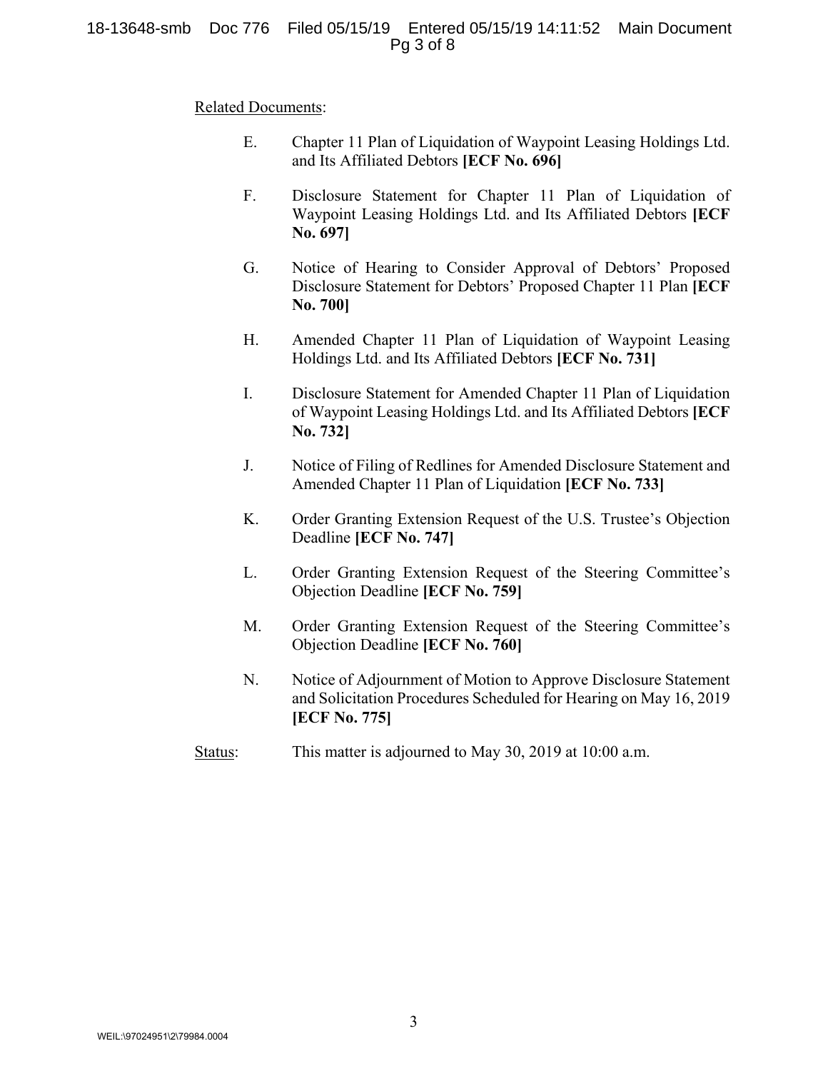<u>Related Documents</u>:

E. Chapter 11 Plan of Liquidation of Waypoint Leasing Holdings Ltd. and Its Affiliated Debtors **[ECF No. 696]**

F. Disclosure Statement for Chapter 11 Plan of Liquidation of Waypoint Leasing Holdings Ltd. and Its Affiliated Debtors **[ECF No. 697]**

G. Notice of Hearing to Consider Approval of Debtors' Proposed Disclosure Statement for Debtors' Proposed Chapter 11 Plan **[ECF No. 700]**

H. Amended Chapter 11 Plan of Liquidation of Waypoint Leasing Holdings Ltd. and Its Affiliated Debtors **[ECF No. 731]**

I. Disclosure Statement for Amended Chapter 11 Plan of Liquidation of Waypoint Leasing Holdings Ltd. and Its Affiliated Debtors **[ECF No. 732]**

J. Notice of Filing of Redlines for Amended Disclosure Statement and Amended Chapter 11 Plan of Liquidation **[ECF No. 733]**

K. Order Granting Extension Request of the U.S. Trustee's Objection Deadline **[ECF No. 747]**

L. Order Granting Extension Request of the Steering Committee's Objection Deadline **[ECF No. 759]**

M. Order Granting Extension Request of the Steering Committee's Objection Deadline **[ECF No. 760]**

N. Notice of Adjournment of Motion to Approve Disclosure Statement and Solicitation Procedures Scheduled for Hearing on May 16, 2019 **[ECF No. 775]**

<u>Status</u>: This matter is adjourned to May 30, 2019 at 10:00 a.m.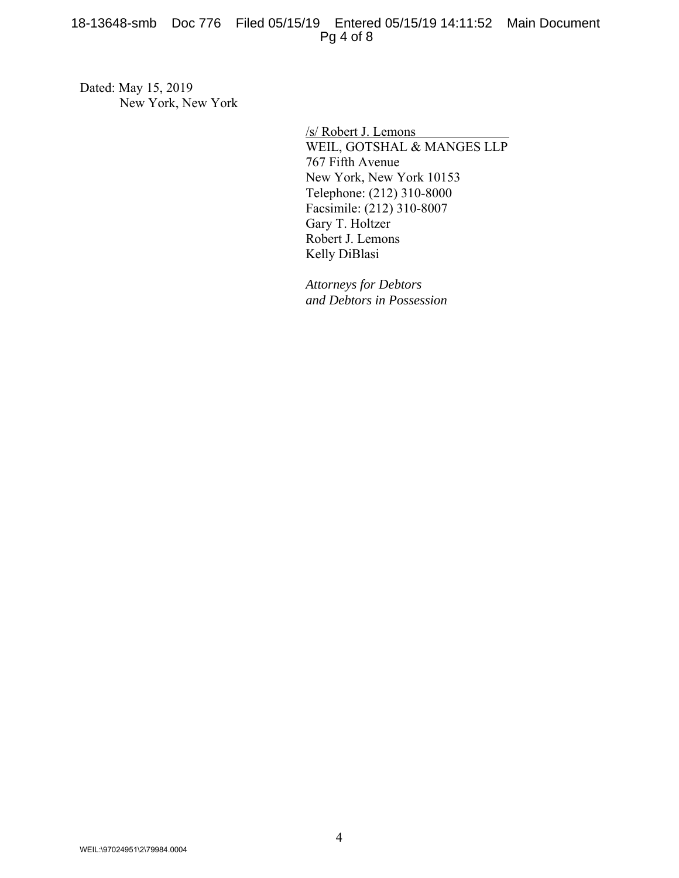Dated: May 15, 2019
New York, New York

/s/ Robert J. Lemons
WEIL, GOTSHAL & MANGES LLP
767 Fifth Avenue
New York, New York 10153
Telephone: (212) 310-8000
Facsimile: (212) 310-8007
Gary T. Holtzer
Robert J. Lemons
Kelly DiBlasi

*Attorneys for Debtors*
*and Debtors in Possession*

WEIL:\97024951\2\79984.0004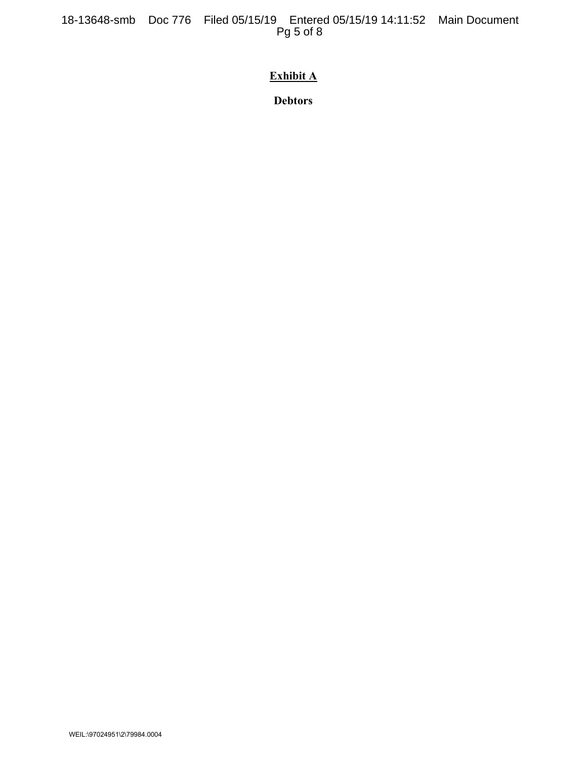**Exhibit A**

**Debtors**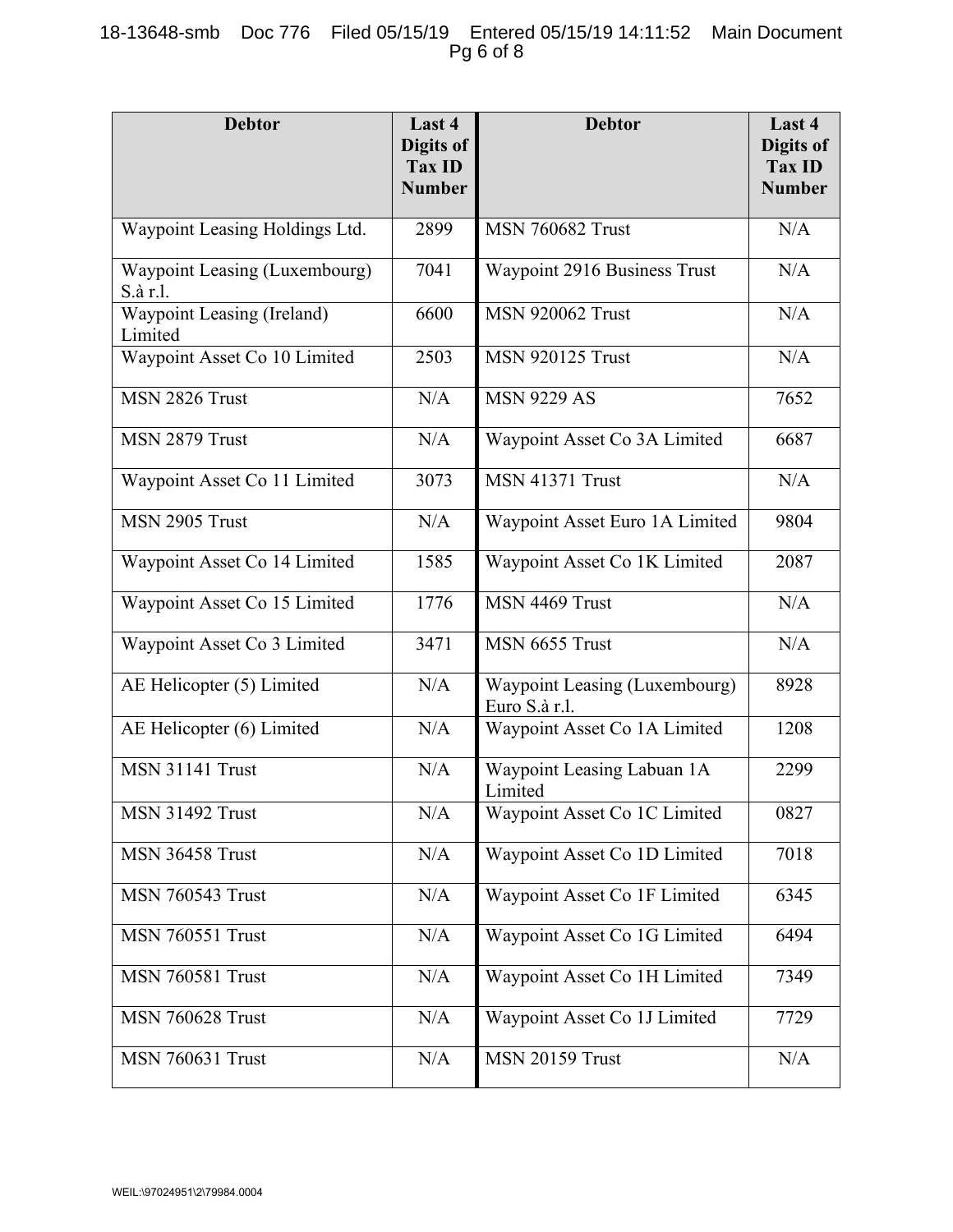| Debtor | Last 4 Digits of Tax ID Number | Debtor | Last 4 Digits of Tax ID Number |
|---|---|---|---|
| Waypoint Leasing Holdings Ltd. | 2899 | MSN 760682 Trust | N/A |
| Waypoint Leasing (Luxembourg) S.à r.l. | 7041 | Waypoint 2916 Business Trust | N/A |
| Waypoint Leasing (Ireland) Limited | 6600 | MSN 920062 Trust | N/A |
| Waypoint Asset Co 10 Limited | 2503 | MSN 920125 Trust | N/A |
| MSN 2826 Trust | N/A | MSN 9229 AS | 7652 |
| MSN 2879 Trust | N/A | Waypoint Asset Co 3A Limited | 6687 |
| Waypoint Asset Co 11 Limited | 3073 | MSN 41371 Trust | N/A |
| MSN 2905 Trust | N/A | Waypoint Asset Euro 1A Limited | 9804 |
| Waypoint Asset Co 14 Limited | 1585 | Waypoint Asset Co 1K Limited | 2087 |
| Waypoint Asset Co 15 Limited | 1776 | MSN 4469 Trust | N/A |
| Waypoint Asset Co 3 Limited | 3471 | MSN 6655 Trust | N/A |
| AE Helicopter (5) Limited | N/A | Waypoint Leasing (Luxembourg) Euro S.à r.l. | 8928 |
| AE Helicopter (6) Limited | N/A | Waypoint Asset Co 1A Limited | 1208 |
| MSN 31141 Trust | N/A | Waypoint Leasing Labuan 1A Limited | 2299 |
| MSN 31492 Trust | N/A | Waypoint Asset Co 1C Limited | 0827 |
| MSN 36458 Trust | N/A | Waypoint Asset Co 1D Limited | 7018 |
| MSN 760543 Trust | N/A | Waypoint Asset Co 1F Limited | 6345 |
| MSN 760551 Trust | N/A | Waypoint Asset Co 1G Limited | 6494 |
| MSN 760581 Trust | N/A | Waypoint Asset Co 1H Limited | 7349 |
| MSN 760628 Trust | N/A | Waypoint Asset Co 1J Limited | 7729 |
| MSN 760631 Trust | N/A | MSN 20159 Trust | N/A |

WEIL:\97024951\2\79984.0004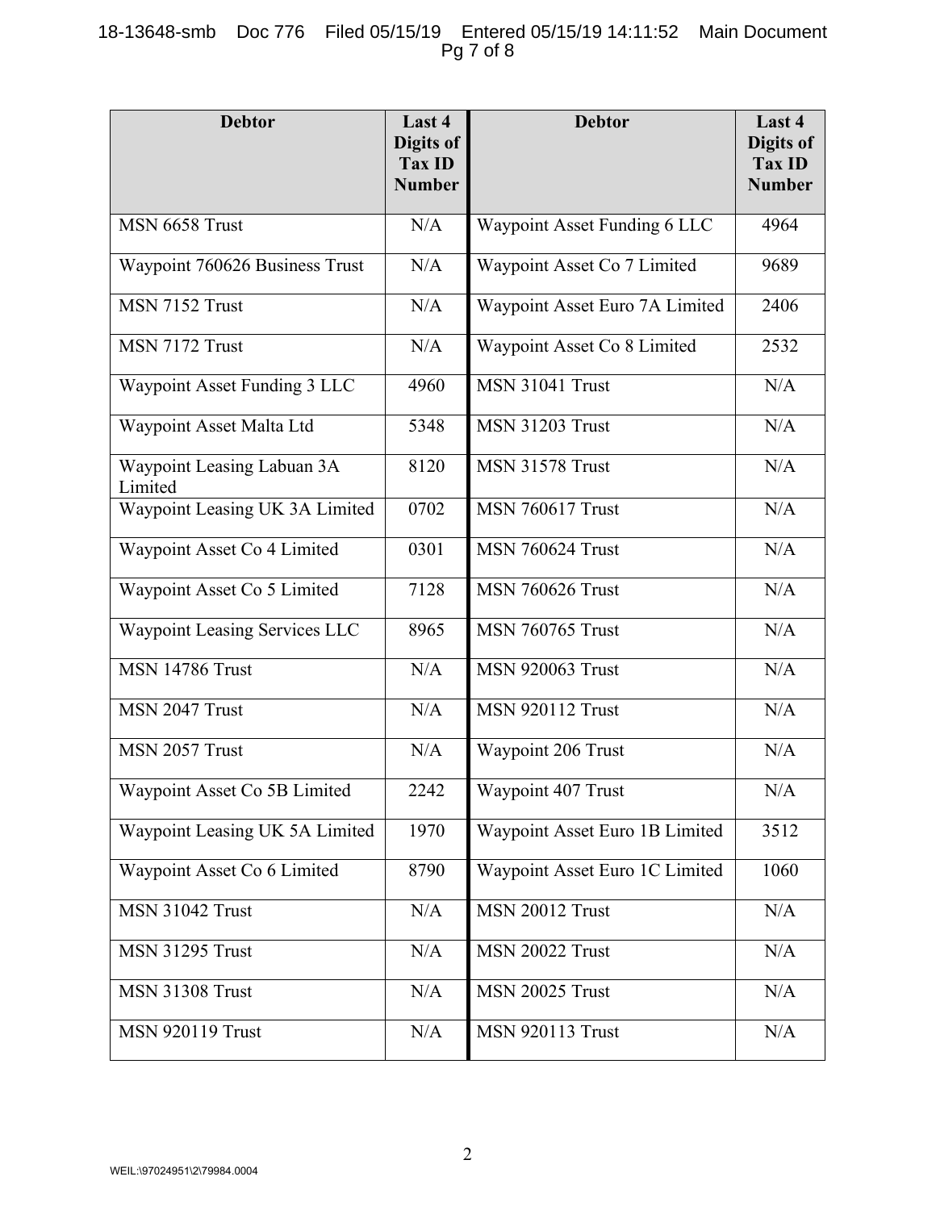| Debtor | Last 4 Digits of Tax ID Number | Debtor | Last 4 Digits of Tax ID Number |
|---|---|---|---|
| MSN 6658 Trust | N/A | Waypoint Asset Funding 6 LLC | 4964 |
| Waypoint 760626 Business Trust | N/A | Waypoint Asset Co 7 Limited | 9689 |
| MSN 7152 Trust | N/A | Waypoint Asset Euro 7A Limited | 2406 |
| MSN 7172 Trust | N/A | Waypoint Asset Co 8 Limited | 2532 |
| Waypoint Asset Funding 3 LLC | 4960 | MSN 31041 Trust | N/A |
| Waypoint Asset Malta Ltd | 5348 | MSN 31203 Trust | N/A |
| Waypoint Leasing Labuan 3A Limited | 8120 | MSN 31578 Trust | N/A |
| Waypoint Leasing UK 3A Limited | 0702 | MSN 760617 Trust | N/A |
| Waypoint Asset Co 4 Limited | 0301 | MSN 760624 Trust | N/A |
| Waypoint Asset Co 5 Limited | 7128 | MSN 760626 Trust | N/A |
| Waypoint Leasing Services LLC | 8965 | MSN 760765 Trust | N/A |
| MSN 14786 Trust | N/A | MSN 920063 Trust | N/A |
| MSN 2047 Trust | N/A | MSN 920112 Trust | N/A |
| MSN 2057 Trust | N/A | Waypoint 206 Trust | N/A |
| Waypoint Asset Co 5B Limited | 2242 | Waypoint 407 Trust | N/A |
| Waypoint Leasing UK 5A Limited | 1970 | Waypoint Asset Euro 1B Limited | 3512 |
| Waypoint Asset Co 6 Limited | 8790 | Waypoint Asset Euro 1C Limited | 1060 |
| MSN 31042 Trust | N/A | MSN 20012 Trust | N/A |
| MSN 31295 Trust | N/A | MSN 20022 Trust | N/A |
| MSN 31308 Trust | N/A | MSN 20025 Trust | N/A |
| MSN 920119 Trust | N/A | MSN 920113 Trust | N/A |

WEIL:\97024951\2\79984.0004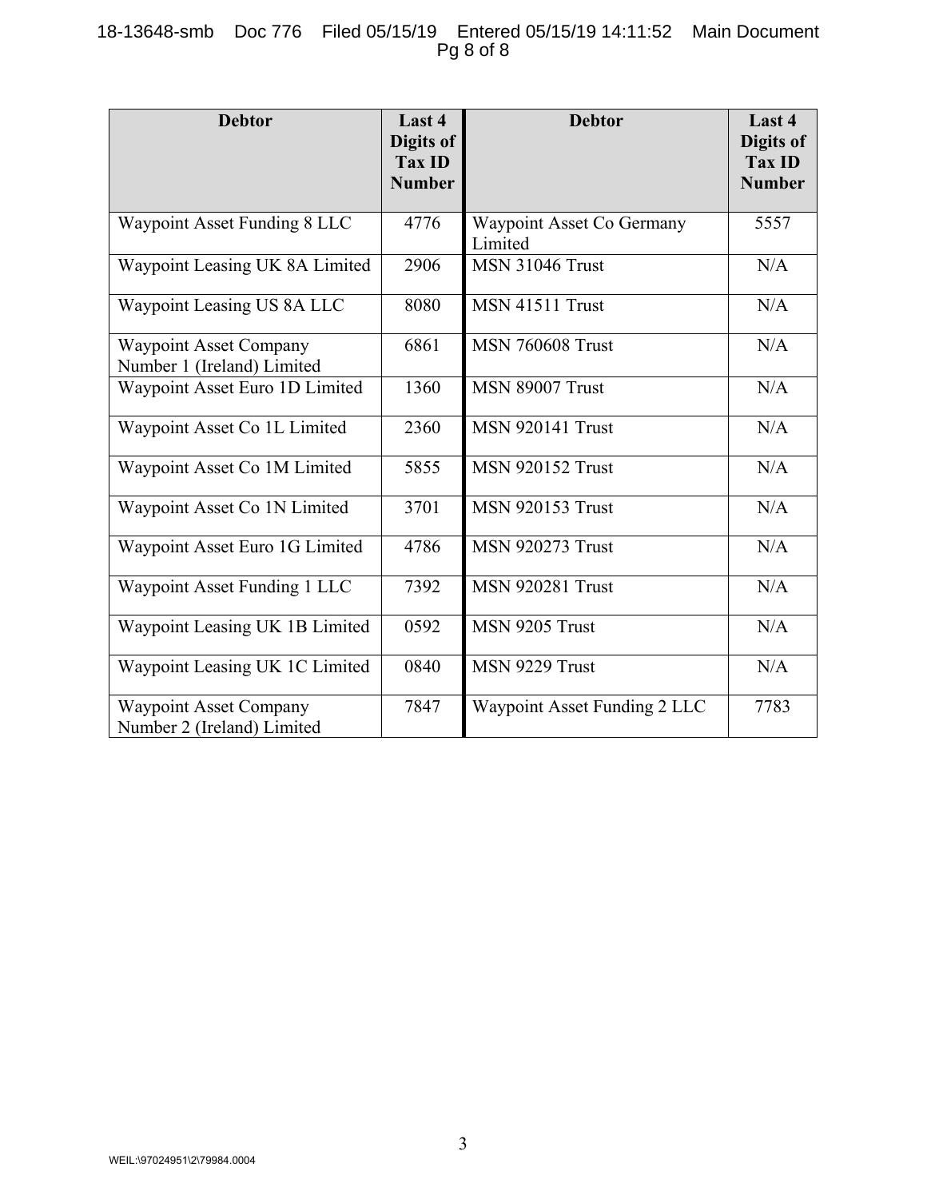| Debtor | Last 4 Digits of Tax ID Number | Debtor | Last 4 Digits of Tax ID Number |
|---|---|---|---|
| Waypoint Asset Funding 8 LLC | 4776 | Waypoint Asset Co Germany Limited | 5557 |
| Waypoint Leasing UK 8A Limited | 2906 | MSN 31046 Trust | N/A |
| Waypoint Leasing US 8A LLC | 8080 | MSN 41511 Trust | N/A |
| Waypoint Asset Company Number 1 (Ireland) Limited | 6861 | MSN 760608 Trust | N/A |
| Waypoint Asset Euro 1D Limited | 1360 | MSN 89007 Trust | N/A |
| Waypoint Asset Co 1L Limited | 2360 | MSN 920141 Trust | N/A |
| Waypoint Asset Co 1M Limited | 5855 | MSN 920152 Trust | N/A |
| Waypoint Asset Co 1N Limited | 3701 | MSN 920153 Trust | N/A |
| Waypoint Asset Euro 1G Limited | 4786 | MSN 920273 Trust | N/A |
| Waypoint Asset Funding 1 LLC | 7392 | MSN 920281 Trust | N/A |
| Waypoint Leasing UK 1B Limited | 0592 | MSN 9205 Trust | N/A |
| Waypoint Leasing UK 1C Limited | 0840 | MSN 9229 Trust | N/A |
| Waypoint Asset Company Number 2 (Ireland) Limited | 7847 | Waypoint Asset Funding 2 LLC | 7783 |

WEIL:\97024951\2\79984.0004